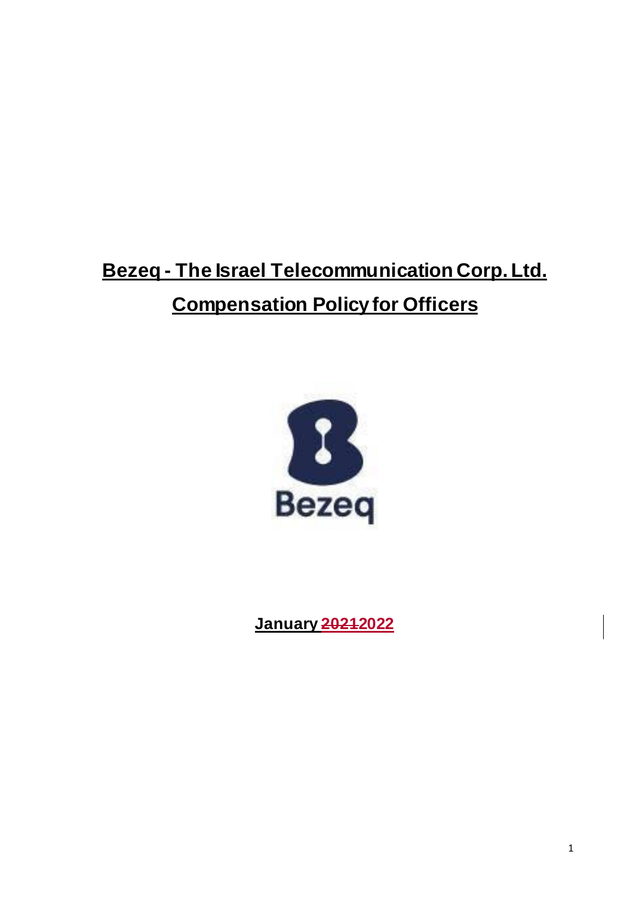# Bezeq - The Israel Telecommunication Corp. Ltd.

## Compensation Policy for Officers

Bezeq

**January ~~2021~~2022**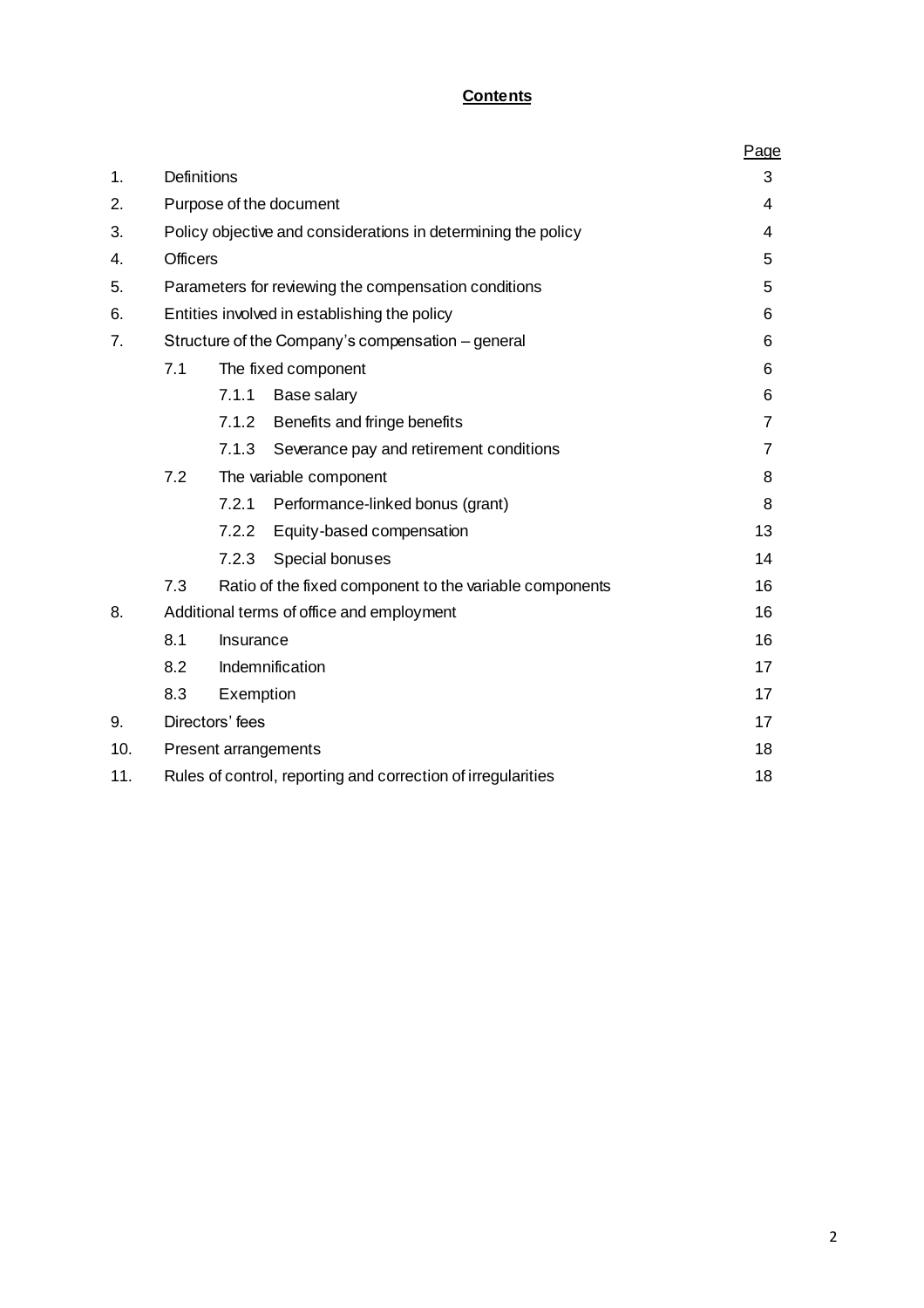**Contents**

| | | | | Page |
|---|---|---|---|---|
| 1. | Definitions | | | 3 |
| 2. | Purpose of the document | | | 4 |
| 3. | Policy objective and considerations in determining the policy | | | 4 |
| 4. | Officers | | | 5 |
| 5. | Parameters for reviewing the compensation conditions | | | 5 |
| 6. | Entities involved in establishing the policy | | | 6 |
| 7. | Structure of the Company's compensation – general | | | 6 |
| | 7.1 | The fixed component | | 6 |
| | | 7.1.1 | Base salary | 6 |
| | | 7.1.2 | Benefits and fringe benefits | 7 |
| | | 7.1.3 | Severance pay and retirement conditions | 7 |
| | 7.2 | The variable component | | 8 |
| | | 7.2.1 | Performance-linked bonus (grant) | 8 |
| | | 7.2.2 | Equity-based compensation | 13 |
| | | 7.2.3 | Special bonuses | 14 |
| | 7.3 | Ratio of the fixed component to the variable components | | 16 |
| 8. | Additional terms of office and employment | | | 16 |
| | 8.1 | Insurance | | 16 |
| | 8.2 | Indemnification | | 17 |
| | 8.3 | Exemption | | 17 |
| 9. | Directors' fees | | | 17 |
| 10. | Present arrangements | | | 18 |
| 11. | Rules of control, reporting and correction of irregularities | | | 18 |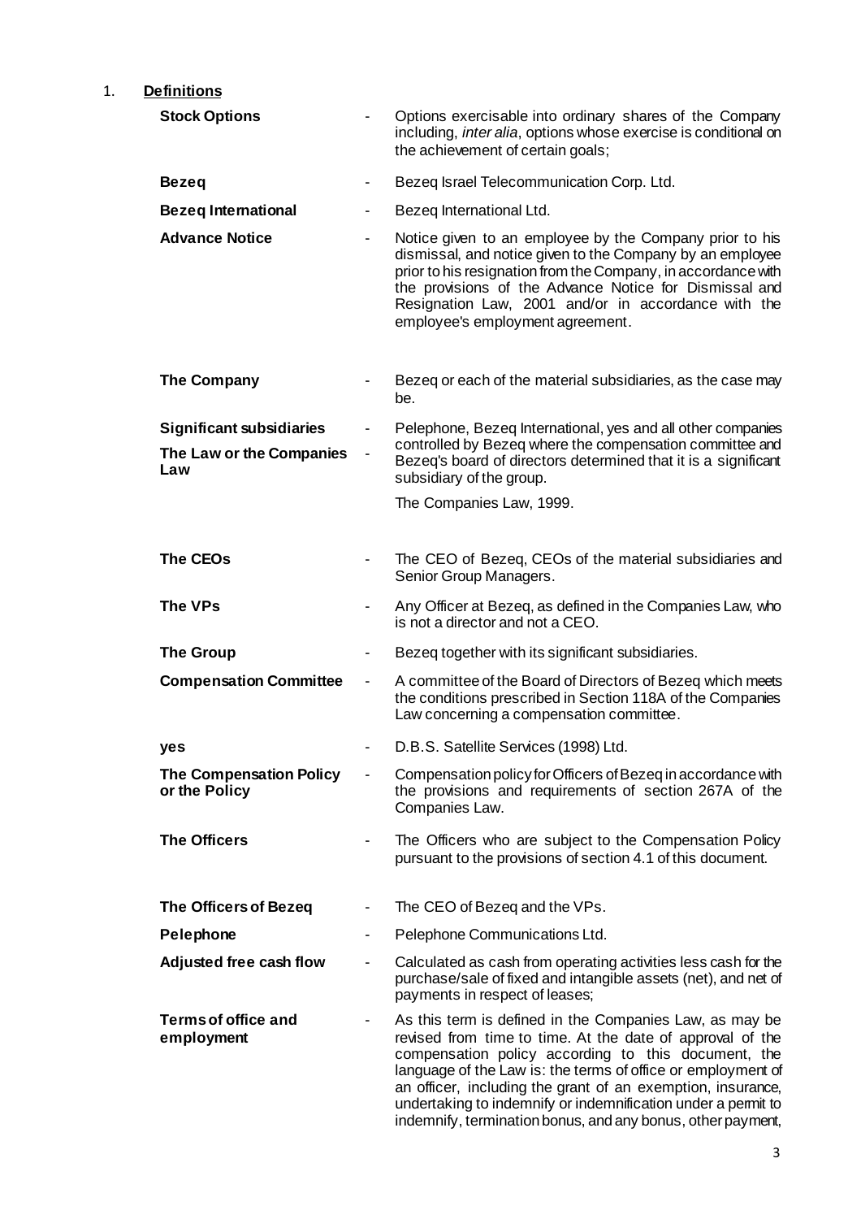1. **Definitions**

| | | |
|---|---|---|
| **Stock Options** | - | Options exercisable into ordinary shares of the Company including, *inter alia*, options whose exercise is conditional on the achievement of certain goals; |
| **Bezeq** | - | Bezeq Israel Telecommunication Corp. Ltd. |
| **Bezeq International** | - | Bezeq International Ltd. |
| **Advance Notice** | - | Notice given to an employee by the Company prior to his dismissal, and notice given to the Company by an employee prior to his resignation from the Company, in accordance with the provisions of the Advance Notice for Dismissal and Resignation Law, 2001 and/or in accordance with the employee's employment agreement. |
| **The Company** | - | Bezeq or each of the material subsidiaries, as the case may be. |
| **Significant subsidiaries** | - | Pelephone, Bezeq International, yes and all other companies controlled by Bezeq where the compensation committee and Bezeq's board of directors determined that it is a significant subsidiary of the group. |
| **The Law or the Companies Law** | - | The Companies Law, 1999. |
| **The CEOs** | - | The CEO of Bezeq, CEOs of the material subsidiaries and Senior Group Managers. |
| **The VPs** | - | Any Officer at Bezeq, as defined in the Companies Law, who is not a director and not a CEO. |
| **The Group** | - | Bezeq together with its significant subsidiaries. |
| **Compensation Committee** | - | A committee of the Board of Directors of Bezeq which meets the conditions prescribed in Section 118A of the Companies Law concerning a compensation committee. |
| **yes** | - | D.B.S. Satellite Services (1998) Ltd. |
| **The Compensation Policy or the Policy** | - | Compensation policy for Officers of Bezeq in accordance with the provisions and requirements of section 267A of the Companies Law. |
| **The Officers** | - | The Officers who are subject to the Compensation Policy pursuant to the provisions of section 4.1 of this document. |
| **The Officers of Bezeq** | - | The CEO of Bezeq and the VPs. |
| **Pelephone** | - | Pelephone Communications Ltd. |
| **Adjusted free cash flow** | - | Calculated as cash from operating activities less cash for the purchase/sale of fixed and intangible assets (net), and net of payments in respect of leases; |
| **Terms of office and employment** | - | As this term is defined in the Companies Law, as may be revised from time to time. At the date of approval of the compensation policy according to this document, the language of the Law is: the terms of office or employment of an officer, including the grant of an exemption, insurance, undertaking to indemnify or indemnification under a permit to indemnify, termination bonus, and any bonus, other payment, |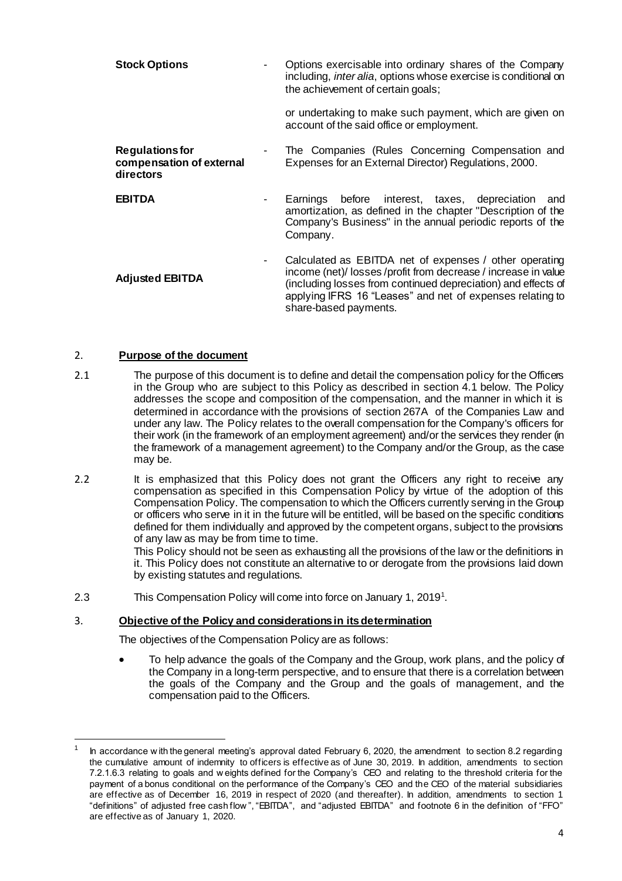| | | |
|---|---|---|
| **Stock Options** | - | Options exercisable into ordinary shares of the Company including, *inter alia*, options whose exercise is conditional on the achievement of certain goals; |
| | | or undertaking to make such payment, which are given on account of the said office or employment. |
| **Regulations for compensation of external directors** | - | The Companies (Rules Concerning Compensation and Expenses for an External Director) Regulations, 2000. |
| **EBITDA** | - | Earnings before interest, taxes, depreciation and amortization, as defined in the chapter "Description of the Company's Business" in the annual periodic reports of the Company. |
| **Adjusted EBITDA** | - | Calculated as EBITDA net of expenses / other operating income (net)/ losses /profit from decrease / increase in value (including losses from continued depreciation) and effects of applying IFRS 16 "Leases" and net of expenses relating to share-based payments. |

## 2. Purpose of the document

2.1 The purpose of this document is to define and detail the compensation policy for the Officers in the Group who are subject to this Policy as described in section 4.1 below. The Policy addresses the scope and composition of the compensation, and the manner in which it is determined in accordance with the provisions of section 267A of the Companies Law and under any law. The Policy relates to the overall compensation for the Company's officers for their work (in the framework of an employment agreement) and/or the services they render (in the framework of a management agreement) to the Company and/or the Group, as the case may be.

2.2 It is emphasized that this Policy does not grant the Officers any right to receive any compensation as specified in this Compensation Policy by virtue of the adoption of this Compensation Policy. The compensation to which the Officers currently serving in the Group or officers who serve in it in the future will be entitled, will be based on the specific conditions defined for them individually and approved by the competent organs, subject to the provisions of any law as may be from time to time.
This Policy should not be seen as exhausting all the provisions of the law or the definitions in it. This Policy does not constitute an alternative to or derogate from the provisions laid down by existing statutes and regulations.

2.3 This Compensation Policy will come into force on January 1, 2019[1].

## 3. Objective of the Policy and considerations in its determination

The objectives of the Compensation Policy are as follows:

- To help advance the goals of the Company and the Group, work plans, and the policy of the Company in a long-term perspective, and to ensure that there is a correlation between the goals of the Company and the Group and the goals of management, and the compensation paid to the Officers.

---

[1] In accordance with the general meeting's approval dated February 6, 2020, the amendment to section 8.2 regarding the cumulative amount of indemnity to officers is effective as of June 30, 2019. In addition, amendments to section 7.2.1.6.3 relating to goals and weights defined for the Company's CEO and relating to the threshold criteria for the payment of a bonus conditional on the performance of the Company's CEO and the CEO of the material subsidiaries are effective as of December 16, 2019 in respect of 2020 (and thereafter). In addition, amendments to section 1 "definitions" of adjusted free cash flow", "EBITDA", and "adjusted EBITDA" and footnote 6 in the definition of "FFO" are effective as of January 1, 2020.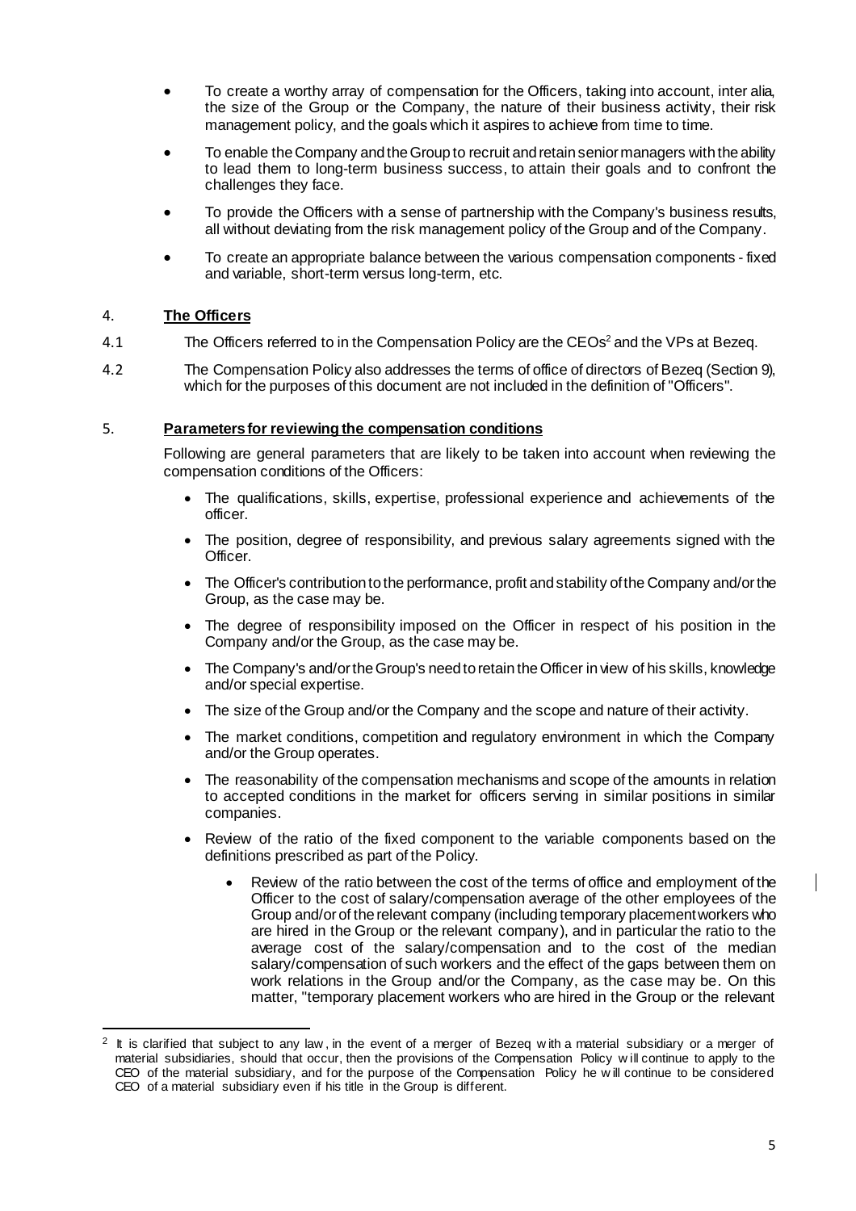- To create a worthy array of compensation for the Officers, taking into account, inter alia, the size of the Group or the Company, the nature of their business activity, their risk management policy, and the goals which it aspires to achieve from time to time.
- To enable the Company and the Group to recruit and retain senior managers with the ability to lead them to long-term business success, to attain their goals and to confront the challenges they face.
- To provide the Officers with a sense of partnership with the Company's business results, all without deviating from the risk management policy of the Group and of the Company.
- To create an appropriate balance between the various compensation components - fixed and variable, short-term versus long-term, etc.

## 4. **The Officers**

4.1 The Officers referred to in the Compensation Policy are the CEOs[2] and the VPs at Bezeq.

4.2 The Compensation Policy also addresses the terms of office of directors of Bezeq (Section 9), which for the purposes of this document are not included in the definition of "Officers".

## 5. **Parameters for reviewing the compensation conditions**

Following are general parameters that are likely to be taken into account when reviewing the compensation conditions of the Officers:

- The qualifications, skills, expertise, professional experience and achievements of the officer.
- The position, degree of responsibility, and previous salary agreements signed with the Officer.
- The Officer's contribution to the performance, profit and stability of the Company and/or the Group, as the case may be.
- The degree of responsibility imposed on the Officer in respect of his position in the Company and/or the Group, as the case may be.
- The Company's and/or the Group's need to retain the Officer in view of his skills, knowledge and/or special expertise.
- The size of the Group and/or the Company and the scope and nature of their activity.
- The market conditions, competition and regulatory environment in which the Company and/or the Group operates.
- The reasonability of the compensation mechanisms and scope of the amounts in relation to accepted conditions in the market for officers serving in similar positions in similar companies.
- Review of the ratio of the fixed component to the variable components based on the definitions prescribed as part of the Policy.
    - Review of the ratio between the cost of the terms of office and employment of the Officer to the cost of salary/compensation average of the other employees of the Group and/or of the relevant company (including temporary placement workers who are hired in the Group or the relevant company), and in particular the ratio to the average cost of the salary/compensation and to the cost of the median salary/compensation of such workers and the effect of the gaps between them on work relations in the Group and/or the Company, as the case may be. On this matter, "temporary placement workers who are hired in the Group or the relevant

---

[2] It is clarified that subject to any law, in the event of a merger of Bezeq with a material subsidiary or a merger of material subsidiaries, should that occur, then the provisions of the Compensation Policy will continue to apply to the CEO of the material subsidiary, and for the purpose of the Compensation Policy he will continue to be considered CEO of a material subsidiary even if his title in the Group is different.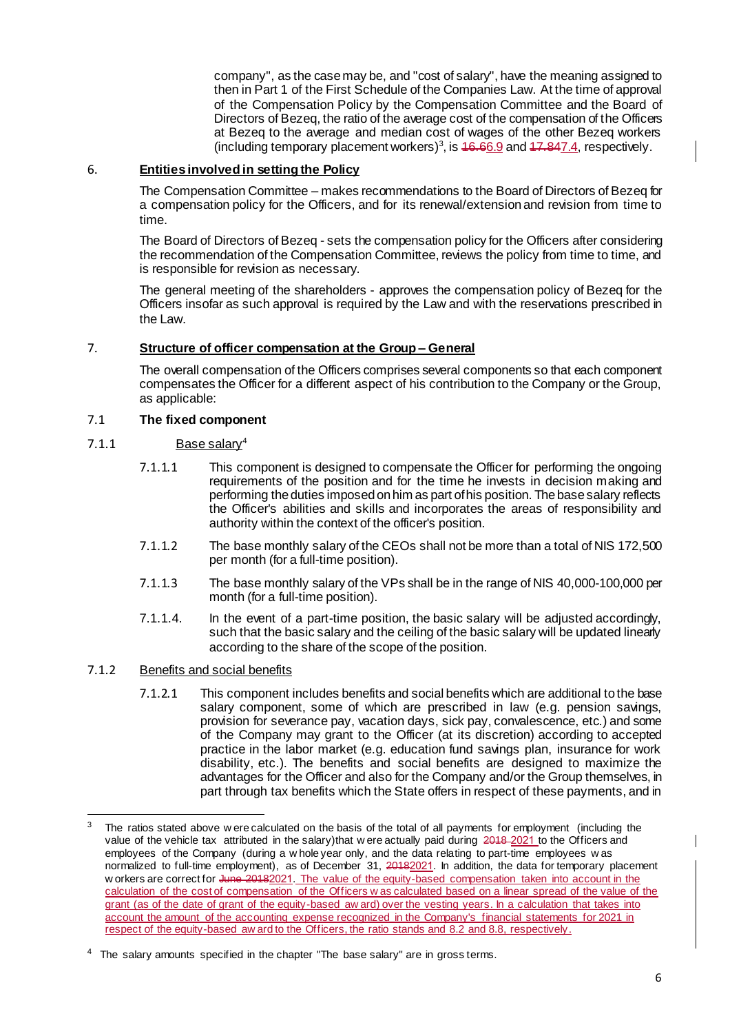company", as the case may be, and "cost of salary", have the meaning assigned to then in Part 1 of the First Schedule of the Companies Law. At the time of approval of the Compensation Policy by the Compensation Committee and the Board of Directors of Bezeq, the ratio of the average cost of the compensation of the Officers at Bezeq to the average and median cost of wages of the other Bezeq workers (including temporary placement workers)[3], is ~~16.6~~6.9 and ~~17.84~~7.4, respectively.

## 6. **Entities involved in setting the Policy**

The Compensation Committee – makes recommendations to the Board of Directors of Bezeq for a compensation policy for the Officers, and for its renewal/extension and revision from time to time.

The Board of Directors of Bezeq - sets the compensation policy for the Officers after considering the recommendation of the Compensation Committee, reviews the policy from time to time, and is responsible for revision as necessary.

The general meeting of the shareholders - approves the compensation policy of Bezeq for the Officers insofar as such approval is required by the Law and with the reservations prescribed in the Law.

## 7. **Structure of officer compensation at the Group – General**

The overall compensation of the Officers comprises several components so that each component compensates the Officer for a different aspect of his contribution to the Company or the Group, as applicable:

### 7.1 **The fixed component**

#### 7.1.1 Base salary[4]

7.1.1.1 This component is designed to compensate the Officer for performing the ongoing requirements of the position and for the time he invests in decision making and performing the duties imposed on him as part of his position. The base salary reflects the Officer's abilities and skills and incorporates the areas of responsibility and authority within the context of the officer's position.

7.1.1.2 The base monthly salary of the CEOs shall not be more than a total of NIS 172,500 per month (for a full-time position).

7.1.1.3 The base monthly salary of the VPs shall be in the range of NIS 40,000-100,000 per month (for a full-time position).

7.1.1.4. In the event of a part-time position, the basic salary will be adjusted accordingly, such that the basic salary and the ceiling of the basic salary will be updated linearly according to the share of the scope of the position.

#### 7.1.2 Benefits and social benefits

7.1.2.1 This component includes benefits and social benefits which are additional to the base salary component, some of which are prescribed in law (e.g. pension savings, provision for severance pay, vacation days, sick pay, convalescence, etc.) and some of the Company may grant to the Officer (at its discretion) according to accepted practice in the labor market (e.g. education fund savings plan, insurance for work disability, etc.). The benefits and social benefits are designed to maximize the advantages for the Officer and also for the Company and/or the Group themselves, in part through tax benefits which the State offers in respect of these payments, and in

---

[3] The ratios stated above were calculated on the basis of the total of all payments for employment (including the value of the vehicle tax attributed in the salary)that were actually paid during ~~2018~~ 2021 to the Officers and employees of the Company (during a whole year only, and the data relating to part-time employees was normalized to full-time employment), as of December 31, ~~2018~~2021. In addition, the data for temporary placement workers are correct for ~~June 2018~~2021. The value of the equity-based compensation taken into account in the calculation of the cost of compensation of the Officers was calculated based on a linear spread of the value of the grant (as of the date of grant of the equity-based award) over the vesting years. In a calculation that takes into account the amount of the accounting expense recognized in the Company's financial statements for 2021 in respect of the equity-based award to the Officers, the ratio stands and 8.2 and 8.8, respectively.

[4] The salary amounts specified in the chapter "The base salary" are in gross terms.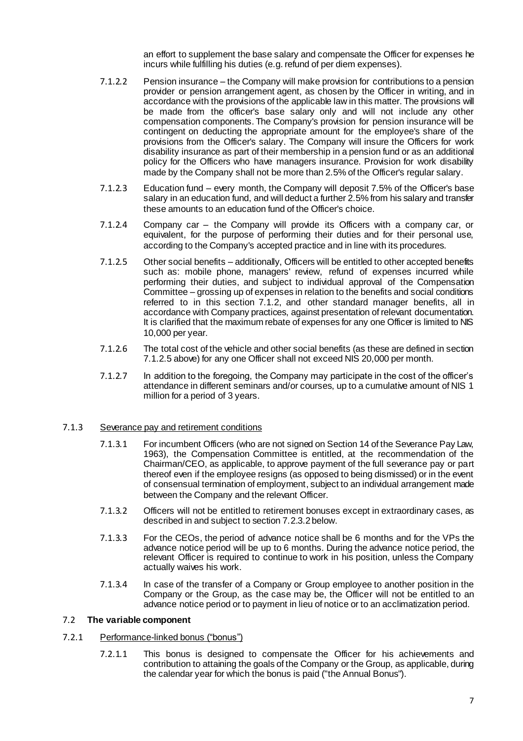an effort to supplement the base salary and compensate the Officer for expenses he incurs while fulfilling his duties (e.g. refund of per diem expenses).

7.1.2.2 Pension insurance – the Company will make provision for contributions to a pension provider or pension arrangement agent, as chosen by the Officer in writing, and in accordance with the provisions of the applicable law in this matter. The provisions will be made from the officer's base salary only and will not include any other compensation components. The Company's provision for pension insurance will be contingent on deducting the appropriate amount for the employee's share of the provisions from the Officer's salary. The Company will insure the Officers for work disability insurance as part of their membership in a pension fund or as an additional policy for the Officers who have managers insurance. Provision for work disability made by the Company shall not be more than 2.5% of the Officer's regular salary.

7.1.2.3 Education fund – every month, the Company will deposit 7.5% of the Officer's base salary in an education fund, and will deduct a further 2.5% from his salary and transfer these amounts to an education fund of the Officer's choice.

7.1.2.4 Company car – the Company will provide its Officers with a company car, or equivalent, for the purpose of performing their duties and for their personal use, according to the Company's accepted practice and in line with its procedures.

7.1.2.5 Other social benefits – additionally, Officers will be entitled to other accepted benefits such as: mobile phone, managers' review, refund of expenses incurred while performing their duties, and subject to individual approval of the Compensation Committee – grossing up of expenses in relation to the benefits and social conditions referred to in this section 7.1.2, and other standard manager benefits, all in accordance with Company practices, against presentation of relevant documentation. It is clarified that the maximum rebate of expenses for any one Officer is limited to NIS 10,000 per year.

7.1.2.6 The total cost of the vehicle and other social benefits (as these are defined in section 7.1.2.5 above) for any one Officer shall not exceed NIS 20,000 per month.

7.1.2.7 In addition to the foregoing, the Company may participate in the cost of the officer's attendance in different seminars and/or courses, up to a cumulative amount of NIS 1 million for a period of 3 years.

7.1.3 <u>Severance pay and retirement conditions</u>

7.1.3.1 For incumbent Officers (who are not signed on Section 14 of the Severance Pay Law, 1963), the Compensation Committee is entitled, at the recommendation of the Chairman/CEO, as applicable, to approve payment of the full severance pay or part thereof even if the employee resigns (as opposed to being dismissed) or in the event of consensual termination of employment, subject to an individual arrangement made between the Company and the relevant Officer.

7.1.3.2 Officers will not be entitled to retirement bonuses except in extraordinary cases, as described in and subject to section 7.2.3.2 below.

7.1.3.3 For the CEOs, the period of advance notice shall be 6 months and for the VPs the advance notice period will be up to 6 months. During the advance notice period, the relevant Officer is required to continue to work in his position, unless the Company actually waives his work.

7.1.3.4 In case of the transfer of a Company or Group employee to another position in the Company or the Group, as the case may be, the Officer will not be entitled to an advance notice period or to payment in lieu of notice or to an acclimatization period.

### 7.2 **The variable component**

7.2.1 <u>Performance-linked bonus ("bonus")</u>

7.2.1.1 This bonus is designed to compensate the Officer for his achievements and contribution to attaining the goals of the Company or the Group, as applicable, during the calendar year for which the bonus is paid ("the Annual Bonus").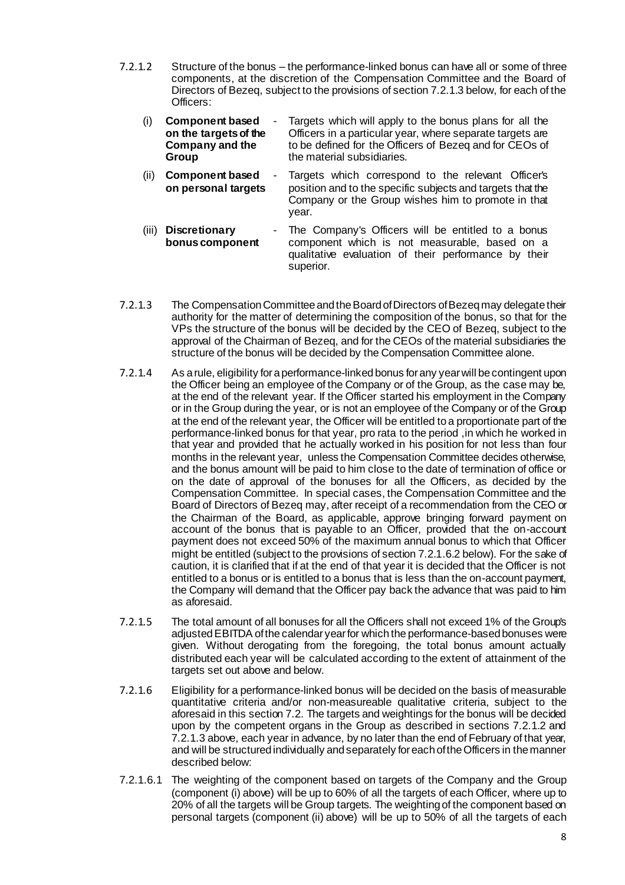7.2.1.2 Structure of the bonus – the performance-linked bonus can have all or some of three components, at the discretion of the Compensation Committee and the Board of Directors of Bezeq, subject to the provisions of section 7.2.1.3 below, for each of the Officers:

(i) **Component based on the targets of the Company and the Group** - Targets which will apply to the bonus plans for all the Officers in a particular year, where separate targets are to be defined for the Officers of Bezeq and for CEOs of the material subsidiaries.

(ii) **Component based on personal targets** - Targets which correspond to the relevant Officer's position and to the specific subjects and targets that the Company or the Group wishes him to promote in that year.

(iii) **Discretionary bonus component** - The Company's Officers will be entitled to a bonus component which is not measurable, based on a qualitative evaluation of their performance by their superior.

7.2.1.3 The Compensation Committee and the Board of Directors of Bezeq may delegate their authority for the matter of determining the composition of the bonus, so that for the VPs the structure of the bonus will be decided by the CEO of Bezeq, subject to the approval of the Chairman of Bezeq, and for the CEOs of the material subsidiaries the structure of the bonus will be decided by the Compensation Committee alone.

7.2.1.4 As a rule, eligibility for a performance-linked bonus for any year will be contingent upon the Officer being an employee of the Company or of the Group, as the case may be, at the end of the relevant year. If the Officer started his employment in the Company or in the Group during the year, or is not an employee of the Company or of the Group at the end of the relevant year, the Officer will be entitled to a proportionate part of the performance-linked bonus for that year, pro rata to the period ,in which he worked in that year and provided that he actually worked in his position for not less than four months in the relevant year, unless the Compensation Committee decides otherwise, and the bonus amount will be paid to him close to the date of termination of office or on the date of approval of the bonuses for all the Officers, as decided by the Compensation Committee. In special cases, the Compensation Committee and the Board of Directors of Bezeq may, after receipt of a recommendation from the CEO or the Chairman of the Board, as applicable, approve bringing forward payment on account of the bonus that is payable to an Officer, provided that the on-account payment does not exceed 50% of the maximum annual bonus to which that Officer might be entitled (subject to the provisions of section 7.2.1.6.2 below). For the sake of caution, it is clarified that if at the end of that year it is decided that the Officer is not entitled to a bonus or is entitled to a bonus that is less than the on-account payment, the Company will demand that the Officer pay back the advance that was paid to him as aforesaid.

7.2.1.5 The total amount of all bonuses for all the Officers shall not exceed 1% of the Group's adjusted EBITDA of the calendar year for which the performance-based bonuses were given. Without derogating from the foregoing, the total bonus amount actually distributed each year will be calculated according to the extent of attainment of the targets set out above and below.

7.2.1.6 Eligibility for a performance-linked bonus will be decided on the basis of measurable quantitative criteria and/or non-measureable qualitative criteria, subject to the aforesaid in this section 7.2. The targets and weightings for the bonus will be decided upon by the competent organs in the Group as described in sections 7.2.1.2 and 7.2.1.3 above, each year in advance, by no later than the end of February of that year, and will be structured individually and separately for each of the Officers in the manner described below:

7.2.1.6.1 The weighting of the component based on targets of the Company and the Group (component (i) above) will be up to 60% of all the targets of each Officer, where up to 20% of all the targets will be Group targets. The weighting of the component based on personal targets (component (ii) above) will be up to 50% of all the targets of each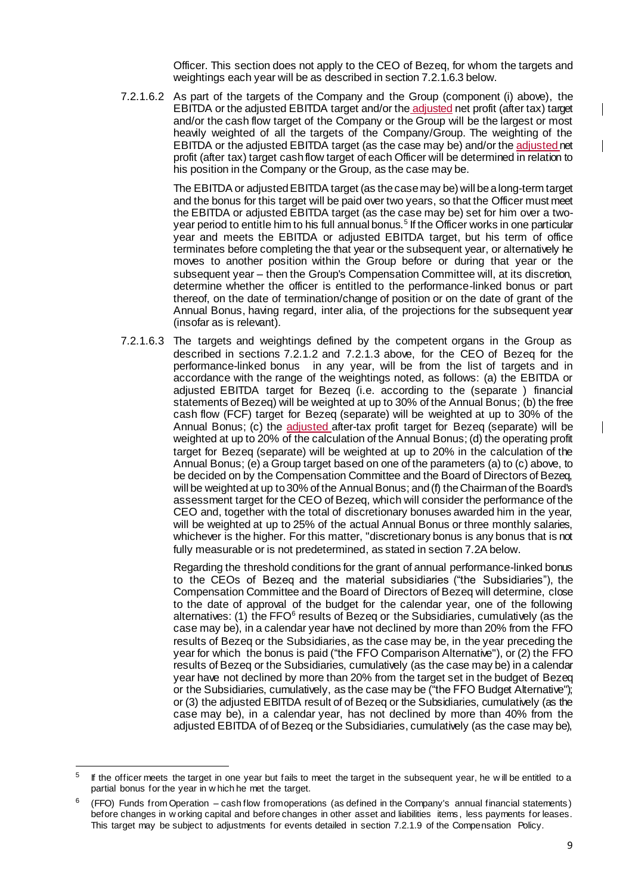Officer. This section does not apply to the CEO of Bezeq, for whom the targets and weightings each year will be as described in section 7.2.1.6.3 below.

7.2.1.6.2 As part of the targets of the Company and the Group (component (i) above), the EBITDA or the adjusted EBITDA target and/or the adjusted net profit (after tax) target and/or the cash flow target of the Company or the Group will be the largest or most heavily weighted of all the targets of the Company/Group. The weighting of the EBITDA or the adjusted EBITDA target (as the case may be) and/or the adjusted net profit (after tax) target cash flow target of each Officer will be determined in relation to his position in the Company or the Group, as the case may be.

The EBITDA or adjusted EBITDA target (as the case may be) will be a long-term target and the bonus for this target will be paid over two years, so that the Officer must meet the EBITDA or adjusted EBITDA target (as the case may be) set for him over a two-year period to entitle him to his full annual bonus.[5] If the Officer works in one particular year and meets the EBITDA or adjusted EBITDA target, but his term of office terminates before completing the that year or the subsequent year, or alternatively he moves to another position within the Group before or during that year or the subsequent year – then the Group's Compensation Committee will, at its discretion, determine whether the officer is entitled to the performance-linked bonus or part thereof, on the date of termination/change of position or on the date of grant of the Annual Bonus, having regard, inter alia, of the projections for the subsequent year (insofar as is relevant).

7.2.1.6.3 The targets and weightings defined by the competent organs in the Group as described in sections 7.2.1.2 and 7.2.1.3 above, for the CEO of Bezeq for the performance-linked bonus in any year, will be from the list of targets and in accordance with the range of the weightings noted, as follows: (a) the EBITDA or adjusted EBITDA target for Bezeq (i.e. according to the (separate ) financial statements of Bezeq) will be weighted at up to 30% of the Annual Bonus; (b) the free cash flow (FCF) target for Bezeq (separate) will be weighted at up to 30% of the Annual Bonus; (c) the adjusted after-tax profit target for Bezeq (separate) will be weighted at up to 20% of the calculation of the Annual Bonus; (d) the operating profit target for Bezeq (separate) will be weighted at up to 20% in the calculation of the Annual Bonus; (e) a Group target based on one of the parameters (a) to (c) above, to be decided on by the Compensation Committee and the Board of Directors of Bezeq, will be weighted at up to 30% of the Annual Bonus; and (f) the Chairman of the Board's assessment target for the CEO of Bezeq, which will consider the performance of the CEO and, together with the total of discretionary bonuses awarded him in the year, will be weighted at up to 25% of the actual Annual Bonus or three monthly salaries, whichever is the higher. For this matter, "discretionary bonus is any bonus that is not fully measurable or is not predetermined, as stated in section 7.2A below.

Regarding the threshold conditions for the grant of annual performance-linked bonus to the CEOs of Bezeq and the material subsidiaries ("the Subsidiaries"), the Compensation Committee and the Board of Directors of Bezeq will determine, close to the date of approval of the budget for the calendar year, one of the following alternatives: (1) the FFO[6] results of Bezeq or the Subsidiaries, cumulatively (as the case may be), in a calendar year have not declined by more than 20% from the FFO results of Bezeq or the Subsidiaries, as the case may be, in the year preceding the year for which the bonus is paid ("the FFO Comparison Alternative"), or (2) the FFO results of Bezeq or the Subsidiaries, cumulatively (as the case may be) in a calendar year have not declined by more than 20% from the target set in the budget of Bezeq or the Subsidiaries, cumulatively, as the case may be ("the FFO Budget Alternative"); or (3) the adjusted EBITDA result of of Bezeq or the Subsidiaries, cumulatively (as the case may be), in a calendar year, has not declined by more than 40% from the adjusted EBITDA of of Bezeq or the Subsidiaries, cumulatively (as the case may be),

---

[5] If the officer meets the target in one year but fails to meet the target in the subsequent year, he will be entitled to a partial bonus for the year in which he met the target.

[6] (FFO) Funds from Operation – cash flow from operations (as defined in the Company's annual financial statements) before changes in working capital and before changes in other asset and liabilities items, less payments for leases. This target may be subject to adjustments for events detailed in section 7.2.1.9 of the Compensation Policy.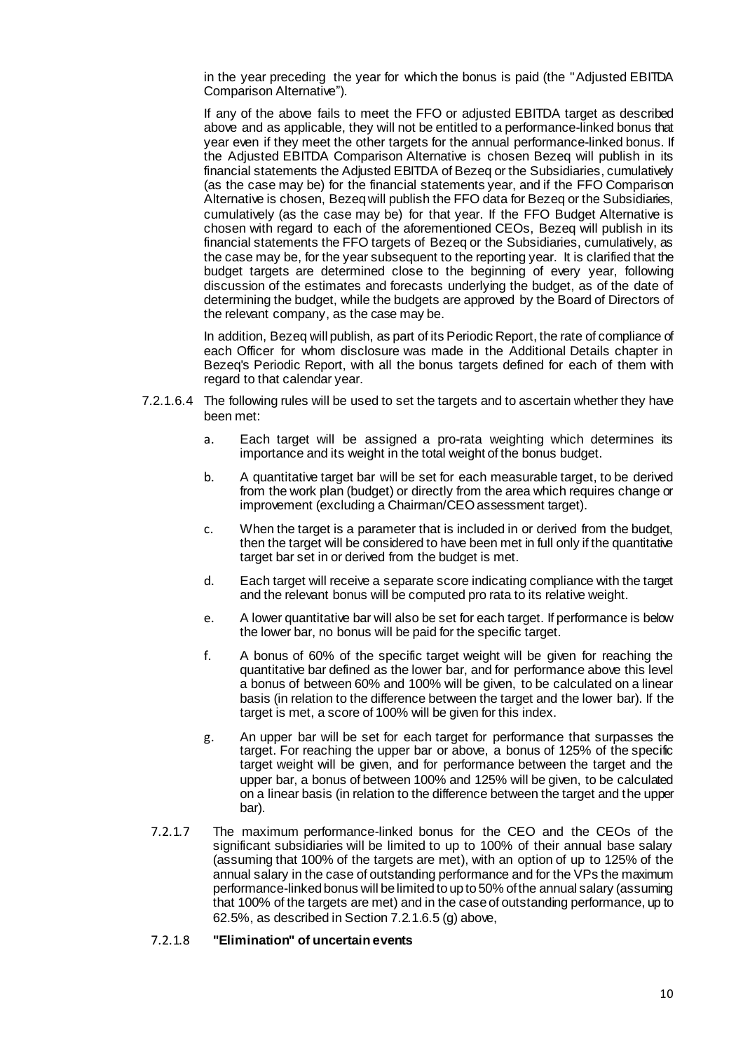in the year preceding the year for which the bonus is paid (the "Adjusted EBITDA Comparison Alternative").

If any of the above fails to meet the FFO or adjusted EBITDA target as described above and as applicable, they will not be entitled to a performance-linked bonus that year even if they meet the other targets for the annual performance-linked bonus. If the Adjusted EBITDA Comparison Alternative is chosen Bezeq will publish in its financial statements the Adjusted EBITDA of Bezeq or the Subsidiaries, cumulatively (as the case may be) for the financial statements year, and if the FFO Comparison Alternative is chosen, Bezeq will publish the FFO data for Bezeq or the Subsidiaries, cumulatively (as the case may be) for that year. If the FFO Budget Alternative is chosen with regard to each of the aforementioned CEOs, Bezeq will publish in its financial statements the FFO targets of Bezeq or the Subsidiaries, cumulatively, as the case may be, for the year subsequent to the reporting year. It is clarified that the budget targets are determined close to the beginning of every year, following discussion of the estimates and forecasts underlying the budget, as of the date of determining the budget, while the budgets are approved by the Board of Directors of the relevant company, as the case may be.

In addition, Bezeq will publish, as part of its Periodic Report, the rate of compliance of each Officer for whom disclosure was made in the Additional Details chapter in Bezeq's Periodic Report, with all the bonus targets defined for each of them with regard to that calendar year.

7.2.1.6.4 The following rules will be used to set the targets and to ascertain whether they have been met:

a. Each target will be assigned a pro-rata weighting which determines its importance and its weight in the total weight of the bonus budget.

b. A quantitative target bar will be set for each measurable target, to be derived from the work plan (budget) or directly from the area which requires change or improvement (excluding a Chairman/CEO assessment target).

c. When the target is a parameter that is included in or derived from the budget, then the target will be considered to have been met in full only if the quantitative target bar set in or derived from the budget is met.

d. Each target will receive a separate score indicating compliance with the target and the relevant bonus will be computed pro rata to its relative weight.

e. A lower quantitative bar will also be set for each target. If performance is below the lower bar, no bonus will be paid for the specific target.

f. A bonus of 60% of the specific target weight will be given for reaching the quantitative bar defined as the lower bar, and for performance above this level a bonus of between 60% and 100% will be given, to be calculated on a linear basis (in relation to the difference between the target and the lower bar). If the target is met, a score of 100% will be given for this index.

g. An upper bar will be set for each target for performance that surpasses the target. For reaching the upper bar or above, a bonus of 125% of the specific target weight will be given, and for performance between the target and the upper bar, a bonus of between 100% and 125% will be given, to be calculated on a linear basis (in relation to the difference between the target and the upper bar).

7.2.1.7 The maximum performance-linked bonus for the CEO and the CEOs of the significant subsidiaries will be limited to up to 100% of their annual base salary (assuming that 100% of the targets are met), with an option of up to 125% of the annual salary in the case of outstanding performance and for the VPs the maximum performance-linked bonus will be limited to up to 50% of the annual salary (assuming that 100% of the targets are met) and in the case of outstanding performance, up to 62.5%, as described in Section 7.2.1.6.5 (g) above,

7.2.1.8 **"Elimination" of uncertain events**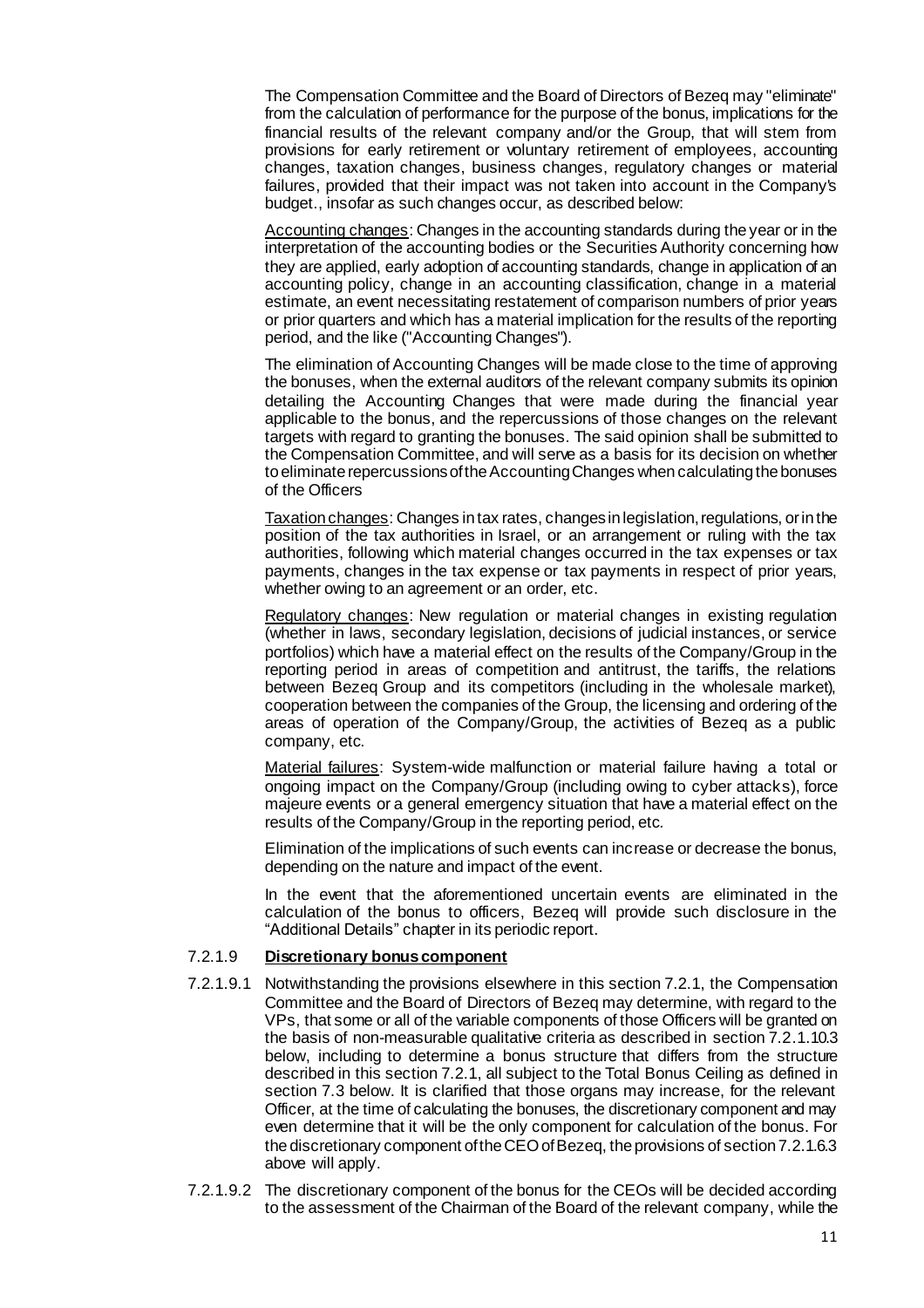The Compensation Committee and the Board of Directors of Bezeq may "eliminate" from the calculation of performance for the purpose of the bonus, implications for the financial results of the relevant company and/or the Group, that will stem from provisions for early retirement or voluntary retirement of employees, accounting changes, taxation changes, business changes, regulatory changes or material failures, provided that their impact was not taken into account in the Company's budget., insofar as such changes occur, as described below:

Accounting changes: Changes in the accounting standards during the year or in the interpretation of the accounting bodies or the Securities Authority concerning how they are applied, early adoption of accounting standards, change in application of an accounting policy, change in an accounting classification, change in a material estimate, an event necessitating restatement of comparison numbers of prior years or prior quarters and which has a material implication for the results of the reporting period, and the like ("Accounting Changes").

The elimination of Accounting Changes will be made close to the time of approving the bonuses, when the external auditors of the relevant company submits its opinion detailing the Accounting Changes that were made during the financial year applicable to the bonus, and the repercussions of those changes on the relevant targets with regard to granting the bonuses. The said opinion shall be submitted to the Compensation Committee, and will serve as a basis for its decision on whether to eliminate repercussions of the Accounting Changes when calculating the bonuses of the Officers

Taxation changes: Changes in tax rates, changes in legislation, regulations, or in the position of the tax authorities in Israel, or an arrangement or ruling with the tax authorities, following which material changes occurred in the tax expenses or tax payments, changes in the tax expense or tax payments in respect of prior years, whether owing to an agreement or an order, etc.

Regulatory changes: New regulation or material changes in existing regulation (whether in laws, secondary legislation, decisions of judicial instances, or service portfolios) which have a material effect on the results of the Company/Group in the reporting period in areas of competition and antitrust, the tariffs, the relations between Bezeq Group and its competitors (including in the wholesale market), cooperation between the companies of the Group, the licensing and ordering of the areas of operation of the Company/Group, the activities of Bezeq as a public company, etc.

Material failures: System-wide malfunction or material failure having a total or ongoing impact on the Company/Group (including owing to cyber attacks), force majeure events or a general emergency situation that have a material effect on the results of the Company/Group in the reporting period, etc.

Elimination of the implications of such events can increase or decrease the bonus, depending on the nature and impact of the event.

In the event that the aforementioned uncertain events are eliminated in the calculation of the bonus to officers, Bezeq will provide such disclosure in the "Additional Details" chapter in its periodic report.

7.2.1.9 **Discretionary bonus component**

7.2.1.9.1 Notwithstanding the provisions elsewhere in this section 7.2.1, the Compensation Committee and the Board of Directors of Bezeq may determine, with regard to the VPs, that some or all of the variable components of those Officers will be granted on the basis of non-measurable qualitative criteria as described in section 7.2.1.10.3 below, including to determine a bonus structure that differs from the structure described in this section 7.2.1, all subject to the Total Bonus Ceiling as defined in section 7.3 below. It is clarified that those organs may increase, for the relevant Officer, at the time of calculating the bonuses, the discretionary component and may even determine that it will be the only component for calculation of the bonus. For the discretionary component of the CEO of Bezeq, the provisions of section 7.2.1.6.3 above will apply.

7.2.1.9.2 The discretionary component of the bonus for the CEOs will be decided according to the assessment of the Chairman of the Board of the relevant company, while the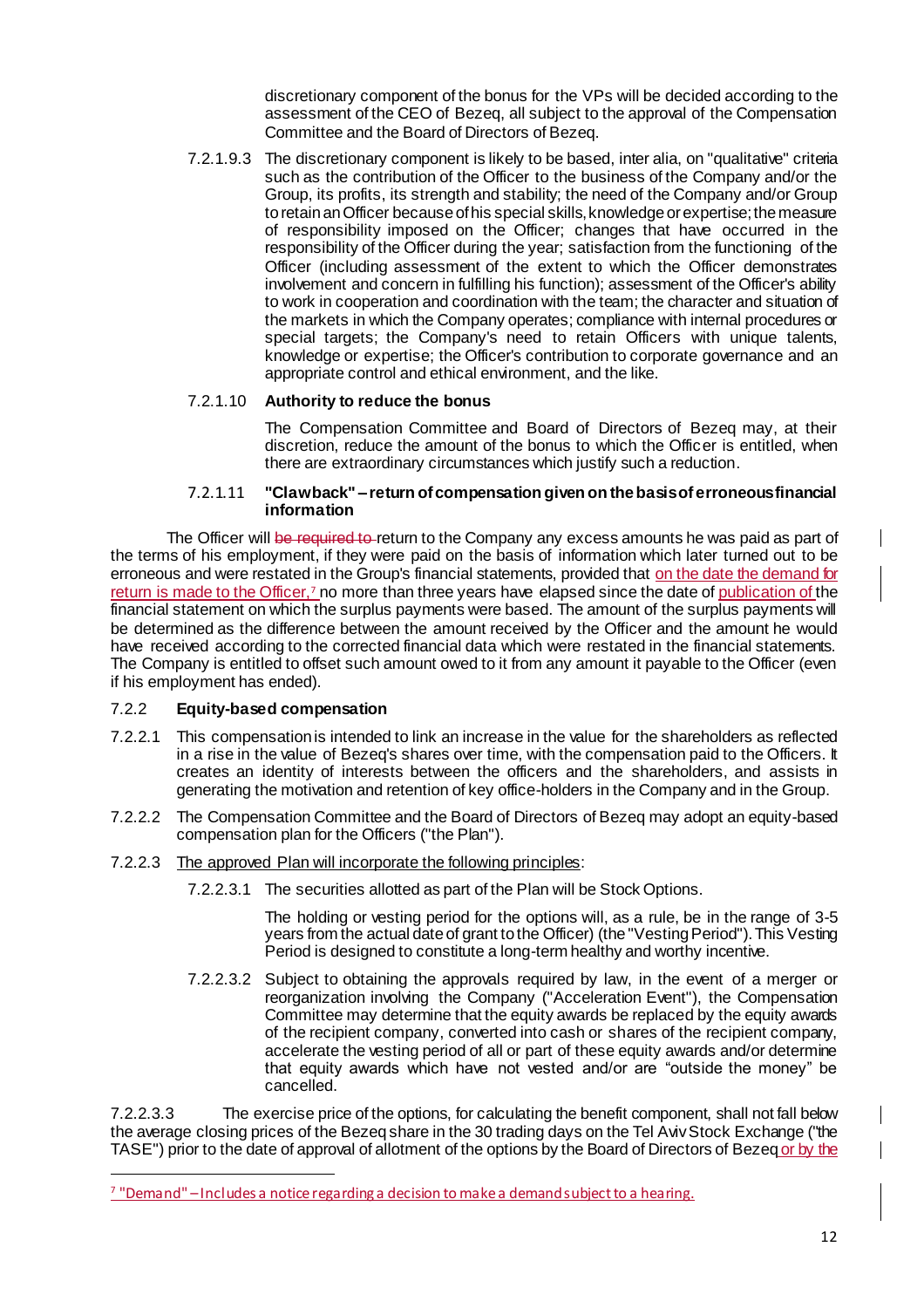discretionary component of the bonus for the VPs will be decided according to the assessment of the CEO of Bezeq, all subject to the approval of the Compensation Committee and the Board of Directors of Bezeq.

7.2.1.9.3 The discretionary component is likely to be based, inter alia, on "qualitative" criteria such as the contribution of the Officer to the business of the Company and/or the Group, its profits, its strength and stability; the need of the Company and/or Group to retain an Officer because of his special skills, knowledge or expertise; the measure of responsibility imposed on the Officer; changes that have occurred in the responsibility of the Officer during the year; satisfaction from the functioning of the Officer (including assessment of the extent to which the Officer demonstrates involvement and concern in fulfilling his function); assessment of the Officer's ability to work in cooperation and coordination with the team; the character and situation of the markets in which the Company operates; compliance with internal procedures or special targets; the Company's need to retain Officers with unique talents, knowledge or expertise; the Officer's contribution to corporate governance and an appropriate control and ethical environment, and the like.

7.2.1.10 **Authority to reduce the bonus**

The Compensation Committee and Board of Directors of Bezeq may, at their discretion, reduce the amount of the bonus to which the Officer is entitled, when there are extraordinary circumstances which justify such a reduction.

7.2.1.11 **"Clawback" – return of compensation given on the basis of erroneous financial information**

The Officer will ~~be required to~~ return to the Company any excess amounts he was paid as part of the terms of his employment, if they were paid on the basis of information which later turned out to be erroneous and were restated in the Group's financial statements, provided that on the date the demand for return is made to the Officer,[7] no more than three years have elapsed since the date of publication of the financial statement on which the surplus payments were based. The amount of the surplus payments will be determined as the difference between the amount received by the Officer and the amount he would have received according to the corrected financial data which were restated in the financial statements. The Company is entitled to offset such amount owed to it from any amount it payable to the Officer (even if his employment has ended).

7.2.2 **Equity-based compensation**

7.2.2.1 This compensation is intended to link an increase in the value for the shareholders as reflected in a rise in the value of Bezeq's shares over time, with the compensation paid to the Officers. It creates an identity of interests between the officers and the shareholders, and assists in generating the motivation and retention of key office-holders in the Company and in the Group.

7.2.2.2 The Compensation Committee and the Board of Directors of Bezeq may adopt an equity-based compensation plan for the Officers ("the Plan").

7.2.2.3 The approved Plan will incorporate the following principles:

7.2.2.3.1 The securities allotted as part of the Plan will be Stock Options.

The holding or vesting period for the options will, as a rule, be in the range of 3-5 years from the actual date of grant to the Officer) (the "Vesting Period"). This Vesting Period is designed to constitute a long-term healthy and worthy incentive.

7.2.2.3.2 Subject to obtaining the approvals required by law, in the event of a merger or reorganization involving the Company ("Acceleration Event"), the Compensation Committee may determine that the equity awards be replaced by the equity awards of the recipient company, converted into cash or shares of the recipient company, accelerate the vesting period of all or part of these equity awards and/or determine that equity awards which have not vested and/or are "outside the money" be cancelled.

7.2.2.3.3 The exercise price of the options, for calculating the benefit component, shall not fall below the average closing prices of the Bezeq share in the 30 trading days on the Tel Aviv Stock Exchange ("the TASE") prior to the date of approval of allotment of the options by the Board of Directors of Bezeq or by the

---

[7] "Demand" – Includes a notice regarding a decision to make a demand subject to a hearing.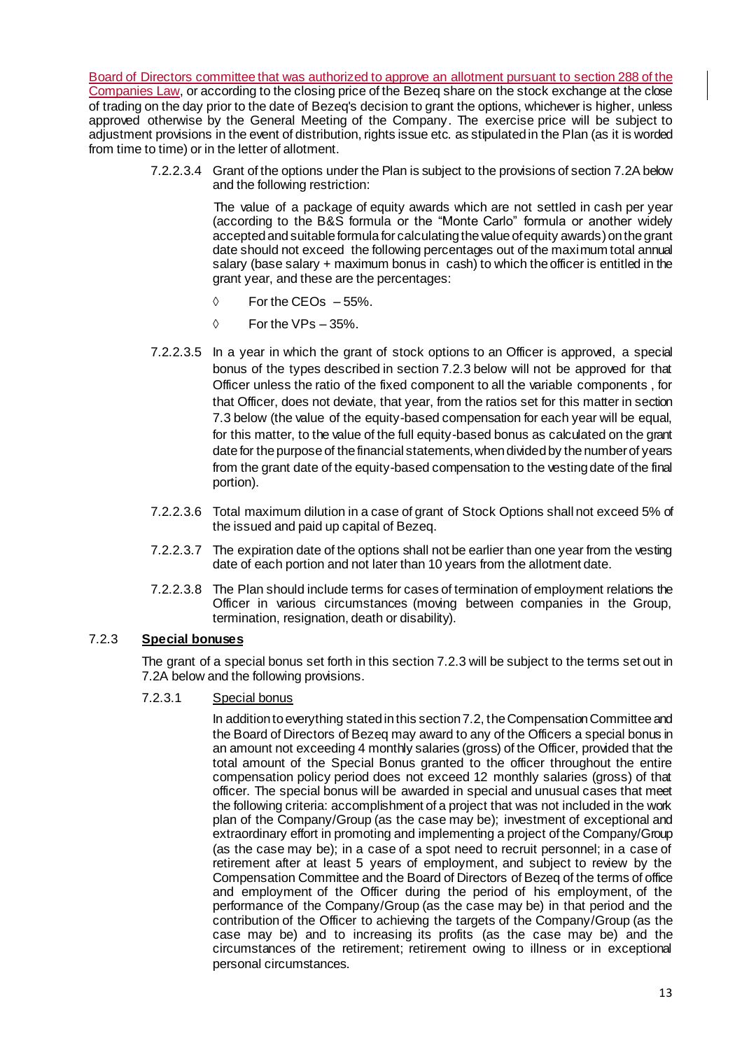Board of Directors committee that was authorized to approve an allotment pursuant to section 288 of the Companies Law, or according to the closing price of the Bezeq share on the stock exchange at the close of trading on the day prior to the date of Bezeq's decision to grant the options, whichever is higher, unless approved otherwise by the General Meeting of the Company. The exercise price will be subject to adjustment provisions in the event of distribution, rights issue etc. as stipulated in the Plan (as it is worded from time to time) or in the letter of allotment.

7.2.2.3.4 Grant of the options under the Plan is subject to the provisions of section 7.2A below and the following restriction:

The value of a package of equity awards which are not settled in cash per year (according to the B&S formula or the "Monte Carlo" formula or another widely accepted and suitable formula for calculating the value of equity awards) on the grant date should not exceed the following percentages out of the maximum total annual salary (base salary + maximum bonus in cash) to which the officer is entitled in the grant year, and these are the percentages:

- ◊ For the CEOs – 55%.
- ◊ For the VPs – 35%.

7.2.2.3.5 In a year in which the grant of stock options to an Officer is approved, a special bonus of the types described in section 7.2.3 below will not be approved for that Officer unless the ratio of the fixed component to all the variable components , for that Officer, does not deviate, that year, from the ratios set for this matter in section 7.3 below (the value of the equity-based compensation for each year will be equal, for this matter, to the value of the full equity-based bonus as calculated on the grant date for the purpose of the financial statements, when divided by the number of years from the grant date of the equity-based compensation to the vesting date of the final portion).

7.2.2.3.6 Total maximum dilution in a case of grant of Stock Options shall not exceed 5% of the issued and paid up capital of Bezeq.

7.2.2.3.7 The expiration date of the options shall not be earlier than one year from the vesting date of each portion and not later than 10 years from the allotment date.

7.2.2.3.8 The Plan should include terms for cases of termination of employment relations the Officer in various circumstances (moving between companies in the Group, termination, resignation, death or disability).

### 7.2.3 **Special bonuses**

The grant of a special bonus set forth in this section 7.2.3 will be subject to the terms set out in 7.2A below and the following provisions.

7.2.3.1 Special bonus

In addition to everything stated in this section 7.2, the Compensation Committee and the Board of Directors of Bezeq may award to any of the Officers a special bonus in an amount not exceeding 4 monthly salaries (gross) of the Officer, provided that the total amount of the Special Bonus granted to the officer throughout the entire compensation policy period does not exceed 12 monthly salaries (gross) of that officer. The special bonus will be awarded in special and unusual cases that meet the following criteria: accomplishment of a project that was not included in the work plan of the Company/Group (as the case may be); investment of exceptional and extraordinary effort in promoting and implementing a project of the Company/Group (as the case may be); in a case of a spot need to recruit personnel; in a case of retirement after at least 5 years of employment, and subject to review by the Compensation Committee and the Board of Directors of Bezeq of the terms of office and employment of the Officer during the period of his employment, of the performance of the Company/Group (as the case may be) in that period and the contribution of the Officer to achieving the targets of the Company/Group (as the case may be) and to increasing its profits (as the case may be) and the circumstances of the retirement; retirement owing to illness or in exceptional personal circumstances.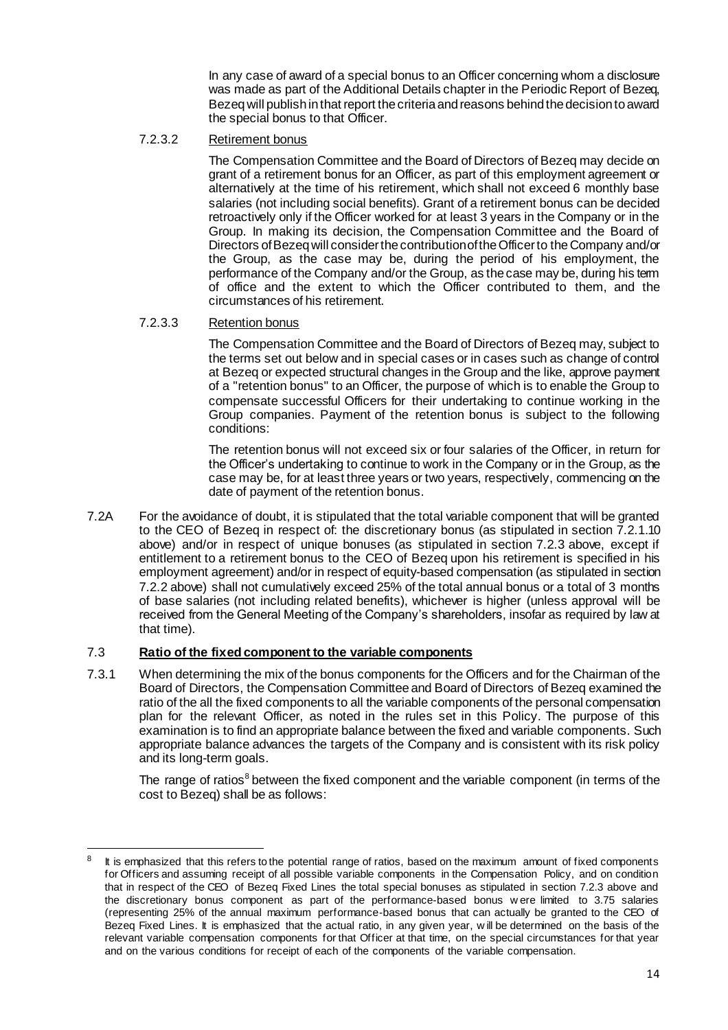In any case of award of a special bonus to an Officer concerning whom a disclosure was made as part of the Additional Details chapter in the Periodic Report of Bezeq, Bezeq will publish in that report the criteria and reasons behind the decision to award the special bonus to that Officer.

7.2.3.2 Retirement bonus

The Compensation Committee and the Board of Directors of Bezeq may decide on grant of a retirement bonus for an Officer, as part of this employment agreement or alternatively at the time of his retirement, which shall not exceed 6 monthly base salaries (not including social benefits). Grant of a retirement bonus can be decided retroactively only if the Officer worked for at least 3 years in the Company or in the Group. In making its decision, the Compensation Committee and the Board of Directors of Bezeq will consider the contribution of the Officer to the Company and/or the Group, as the case may be, during the period of his employment, the performance of the Company and/or the Group, as the case may be, during his term of office and the extent to which the Officer contributed to them, and the circumstances of his retirement.

7.2.3.3 Retention bonus

The Compensation Committee and the Board of Directors of Bezeq may, subject to the terms set out below and in special cases or in cases such as change of control at Bezeq or expected structural changes in the Group and the like, approve payment of a "retention bonus" to an Officer, the purpose of which is to enable the Group to compensate successful Officers for their undertaking to continue working in the Group companies. Payment of the retention bonus is subject to the following conditions:

The retention bonus will not exceed six or four salaries of the Officer, in return for the Officer's undertaking to continue to work in the Company or in the Group, as the case may be, for at least three years or two years, respectively, commencing on the date of payment of the retention bonus.

7.2A For the avoidance of doubt, it is stipulated that the total variable component that will be granted to the CEO of Bezeq in respect of: the discretionary bonus (as stipulated in section 7.2.1.10 above) and/or in respect of unique bonuses (as stipulated in section 7.2.3 above, except if entitlement to a retirement bonus to the CEO of Bezeq upon his retirement is specified in his employment agreement) and/or in respect of equity-based compensation (as stipulated in section 7.2.2 above) shall not cumulatively exceed 25% of the total annual bonus or a total of 3 months of base salaries (not including related benefits), whichever is higher (unless approval will be received from the General Meeting of the Company's shareholders, insofar as required by law at that time).

### 7.3 **Ratio of the fixed component to the variable components**

7.3.1 When determining the mix of the bonus components for the Officers and for the Chairman of the Board of Directors, the Compensation Committee and Board of Directors of Bezeq examined the ratio of the all the fixed components to all the variable components of the personal compensation plan for the relevant Officer, as noted in the rules set in this Policy. The purpose of this examination is to find an appropriate balance between the fixed and variable components. Such appropriate balance advances the targets of the Company and is consistent with its risk policy and its long-term goals.

The range of ratios[8] between the fixed component and the variable component (in terms of the cost to Bezeq) shall be as follows:

---

[8] It is emphasized that this refers to the potential range of ratios, based on the maximum amount of fixed components for Officers and assuming receipt of all possible variable components in the Compensation Policy, and on condition that in respect of the CEO of Bezeq Fixed Lines the total special bonuses as stipulated in section 7.2.3 above and the discretionary bonus component as part of the performance-based bonus were limited to 3.75 salaries (representing 25% of the annual maximum performance-based bonus that can actually be granted to the CEO of Bezeq Fixed Lines. It is emphasized that the actual ratio, in any given year, will be determined on the basis of the relevant variable compensation components for that Officer at that time, on the special circumstances for that year and on the various conditions for receipt of each of the components of the variable compensation.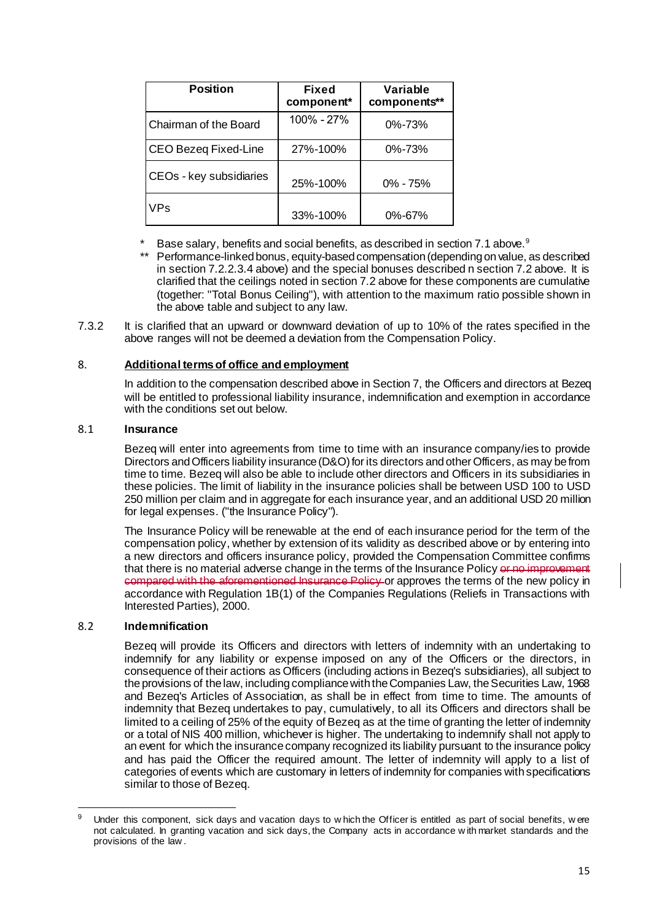| Position | Fixed component* | Variable components** |
|---|---|---|
| Chairman of the Board | 100% - 27% | 0%-73% |
| CEO Bezeq Fixed-Line | 27%-100% | 0%-73% |
| CEOs - key subsidiaries | 25%-100% | 0% - 75% |
| VPs | 33%-100% | 0%-67% |

\* Base salary, benefits and social benefits, as described in section 7.1 above.[9]

\*\* Performance-linked bonus, equity-based compensation (depending on value, as described in section 7.2.2.3.4 above) and the special bonuses described n section 7.2 above. It is clarified that the ceilings noted in section 7.2 above for these components are cumulative (together: "Total Bonus Ceiling"), with attention to the maximum ratio possible shown in the above table and subject to any law.

7.3.2 It is clarified that an upward or downward deviation of up to 10% of the rates specified in the above ranges will not be deemed a deviation from the Compensation Policy.

## 8. Additional terms of office and employment

In addition to the compensation described above in Section 7, the Officers and directors at Bezeq will be entitled to professional liability insurance, indemnification and exemption in accordance with the conditions set out below.

### 8.1 Insurance

Bezeq will enter into agreements from time to time with an insurance company/ies to provide Directors and Officers liability insurance (D&O) for its directors and other Officers, as may be from time to time. Bezeq will also be able to include other directors and Officers in its subsidiaries in these policies. The limit of liability in the insurance policies shall be between USD 100 to USD 250 million per claim and in aggregate for each insurance year, and an additional USD 20 million for legal expenses. ("the Insurance Policy").

The Insurance Policy will be renewable at the end of each insurance period for the term of the compensation policy, whether by extension of its validity as described above or by entering into a new directors and officers insurance policy, provided the Compensation Committee confirms that there is no material adverse change in the terms of the Insurance Policy ~~or no improvement compared with the aforementioned Insurance Policy~~ or approves the terms of the new policy in accordance with Regulation 1B(1) of the Companies Regulations (Reliefs in Transactions with Interested Parties), 2000.

### 8.2 Indemnification

Bezeq will provide its Officers and directors with letters of indemnity with an undertaking to indemnify for any liability or expense imposed on any of the Officers or the directors, in consequence of their actions as Officers (including actions in Bezeq's subsidiaries), all subject to the provisions of the law, including compliance with the Companies Law, the Securities Law, 1968 and Bezeq's Articles of Association, as shall be in effect from time to time. The amounts of indemnity that Bezeq undertakes to pay, cumulatively, to all its Officers and directors shall be limited to a ceiling of 25% of the equity of Bezeq as at the time of granting the letter of indemnity or a total of NIS 400 million, whichever is higher. The undertaking to indemnify shall not apply to an event for which the insurance company recognized its liability pursuant to the insurance policy and has paid the Officer the required amount. The letter of indemnity will apply to a list of categories of events which are customary in letters of indemnity for companies with specifications similar to those of Bezeq.

[9] Under this component, sick days and vacation days to which the Officer is entitled as part of social benefits, were not calculated. In granting vacation and sick days, the Company acts in accordance with market standards and the provisions of the law.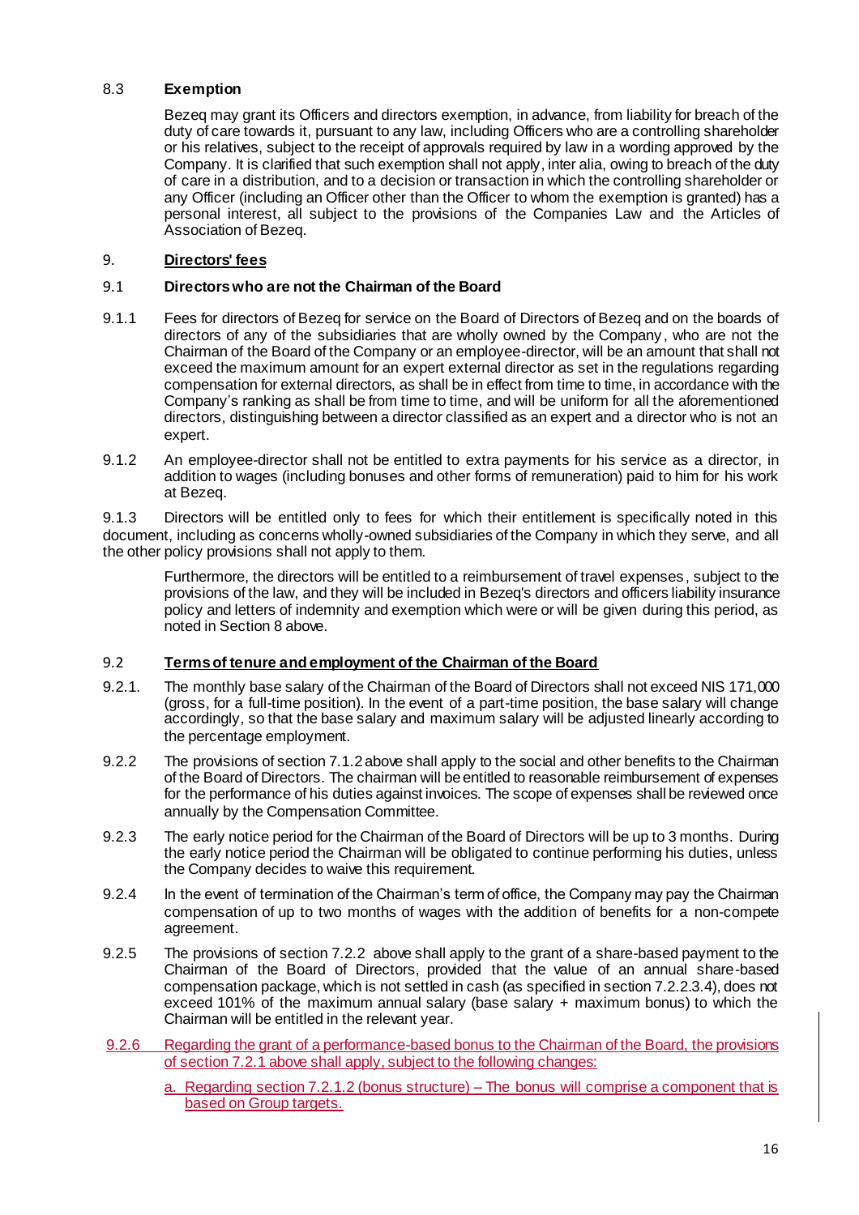8.3 **Exemption**

Bezeq may grant its Officers and directors exemption, in advance, from liability for breach of the duty of care towards it, pursuant to any law, including Officers who are a controlling shareholder or his relatives, subject to the receipt of approvals required by law in a wording approved by the Company. It is clarified that such exemption shall not apply, inter alia, owing to breach of the duty of care in a distribution, and to a decision or transaction in which the controlling shareholder or any Officer (including an Officer other than the Officer to whom the exemption is granted) has a personal interest, all subject to the provisions of the Companies Law and the Articles of Association of Bezeq.

## 9. Directors' fees

### 9.1 Directors who are not the Chairman of the Board

9.1.1 Fees for directors of Bezeq for service on the Board of Directors of Bezeq and on the boards of directors of any of the subsidiaries that are wholly owned by the Company, who are not the Chairman of the Board of the Company or an employee-director, will be an amount that shall not exceed the maximum amount for an expert external director as set in the regulations regarding compensation for external directors, as shall be in effect from time to time, in accordance with the Company's ranking as shall be from time to time, and will be uniform for all the aforementioned directors, distinguishing between a director classified as an expert and a director who is not an expert.

9.1.2 An employee-director shall not be entitled to extra payments for his service as a director, in addition to wages (including bonuses and other forms of remuneration) paid to him for his work at Bezeq.

9.1.3 Directors will be entitled only to fees for which their entitlement is specifically noted in this document, including as concerns wholly-owned subsidiaries of the Company in which they serve, and all the other policy provisions shall not apply to them.

Furthermore, the directors will be entitled to a reimbursement of travel expenses, subject to the provisions of the law, and they will be included in Bezeq's directors and officers liability insurance policy and letters of indemnity and exemption which were or will be given during this period, as noted in Section 8 above.

### 9.2 Terms of tenure and employment of the Chairman of the Board

9.2.1. The monthly base salary of the Chairman of the Board of Directors shall not exceed NIS 171,000 (gross, for a full-time position). In the event of a part-time position, the base salary will change accordingly, so that the base salary and maximum salary will be adjusted linearly according to the percentage employment.

9.2.2 The provisions of section 7.1.2 above shall apply to the social and other benefits to the Chairman of the Board of Directors. The chairman will be entitled to reasonable reimbursement of expenses for the performance of his duties against invoices. The scope of expenses shall be reviewed once annually by the Compensation Committee.

9.2.3 The early notice period for the Chairman of the Board of Directors will be up to 3 months. During the early notice period the Chairman will be obligated to continue performing his duties, unless the Company decides to waive this requirement.

9.2.4 In the event of termination of the Chairman's term of office, the Company may pay the Chairman compensation of up to two months of wages with the addition of benefits for a non-compete agreement.

9.2.5 The provisions of section 7.2.2 above shall apply to the grant of a share-based payment to the Chairman of the Board of Directors, provided that the value of an annual share-based compensation package, which is not settled in cash (as specified in section 7.2.2.3.4), does not exceed 101% of the maximum annual salary (base salary + maximum bonus) to which the Chairman will be entitled in the relevant year.

9.2.6 Regarding the grant of a performance-based bonus to the Chairman of the Board, the provisions of section 7.2.1 above shall apply, subject to the following changes:

a. Regarding section 7.2.1.2 (bonus structure) – The bonus will comprise a component that is based on Group targets.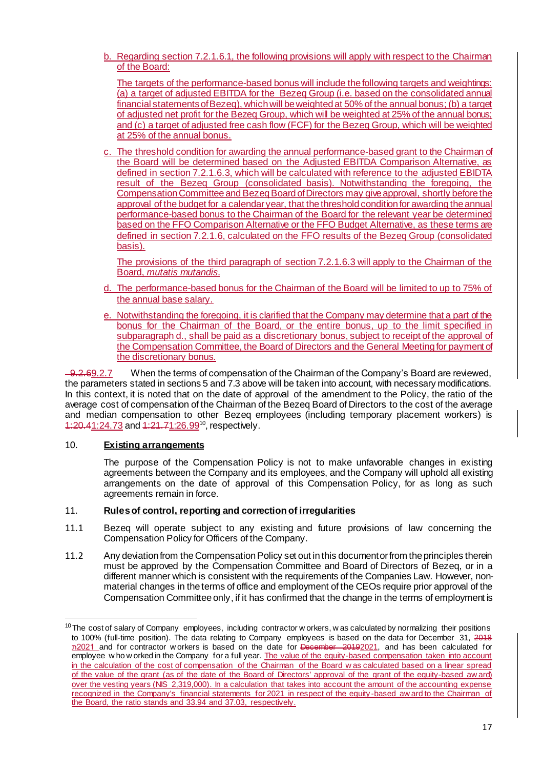b. Regarding section 7.2.1.6.1, the following provisions will apply with respect to the Chairman of the Board:

   The targets of the performance-based bonus will include the following targets and weightings: (a) a target of adjusted EBITDA for the Bezeq Group (i.e. based on the consolidated annual financial statements of Bezeq), which will be weighted at 50% of the annual bonus; (b) a target of adjusted net profit for the Bezeq Group, which will be weighted at 25% of the annual bonus; and (c) a target of adjusted free cash flow (FCF) for the Bezeq Group, which will be weighted at 25% of the annual bonus.

c. The threshold condition for awarding the annual performance-based grant to the Chairman of the Board will be determined based on the Adjusted EBITDA Comparison Alternative, as defined in section 7.2.1.6.3, which will be calculated with reference to the adjusted EBIDTA result of the Bezeq Group (consolidated basis). Notwithstanding the foregoing, the Compensation Committee and Bezeq Board of Directors may give approval, shortly before the approval of the budget for a calendar year, that the threshold condition for awarding the annual performance-based bonus to the Chairman of the Board for the relevant year be determined based on the FFO Comparison Alternative or the FFO Budget Alternative, as these terms are defined in section 7.2.1.6, calculated on the FFO results of the Bezeq Group (consolidated basis).

   The provisions of the third paragraph of section 7.2.1.6.3 will apply to the Chairman of the Board, *mutatis mutandis*.

d. The performance-based bonus for the Chairman of the Board will be limited to up to 75% of the annual base salary.

e. Notwithstanding the foregoing, it is clarified that the Company may determine that a part of the bonus for the Chairman of the Board, or the entire bonus, up to the limit specified in subparagraph d., shall be paid as a discretionary bonus, subject to receipt of the approval of the Compensation Committee, the Board of Directors and the General Meeting for payment of the discretionary bonus.

~~9.2.6~~9.2.7 When the terms of compensation of the Chairman of the Company's Board are reviewed, the parameters stated in sections 5 and 7.3 above will be taken into account, with necessary modifications. In this context, it is noted that on the date of approval of the amendment to the Policy, the ratio of the average cost of compensation of the Chairman of the Bezeq Board of Directors to the cost of the average and median compensation to other Bezeq employees (including temporary placement workers) is ~~1:20.4~~1:24.73 and ~~1:21.7~~1:26.99[10], respectively.

10. **Existing arrangements**

The purpose of the Compensation Policy is not to make unfavorable changes in existing agreements between the Company and its employees, and the Company will uphold all existing arrangements on the date of approval of this Compensation Policy, for as long as such agreements remain in force.

11. **Rules of control, reporting and correction of irregularities**

11.1 Bezeq will operate subject to any existing and future provisions of law concerning the Compensation Policy for Officers of the Company.

11.2 Any deviation from the Compensation Policy set out in this document or from the principles therein must be approved by the Compensation Committee and Board of Directors of Bezeq, or in a different manner which is consistent with the requirements of the Companies Law. However, non-material changes in the terms of office and employment of the CEOs require prior approval of the Compensation Committee only, if it has confirmed that the change in the terms of employment is

[10] The cost of salary of Company employees, including contractor workers, was calculated by normalizing their positions to 100% (full-time position). The data relating to Company employees is based on the data for December 31, ~~2018~~ 2021 and for contractor workers is based on the date for ~~December 2019~~2021, and has been calculated for employee who worked in the Company for a full year. The value of the equity-based compensation taken into account in the calculation of the cost of compensation of the Chairman of the Board was calculated based on a linear spread of the value of the grant (as of the date of the Board of Directors' approval of the grant of the equity-based award) over the vesting years (NIS 2,319,000). In a calculation that takes into account the amount of the accounting expense recognized in the Company's financial statements for 2021 in respect of the equity-based award to the Chairman of the Board, the ratio stands and 33.94 and 37.03, respectively.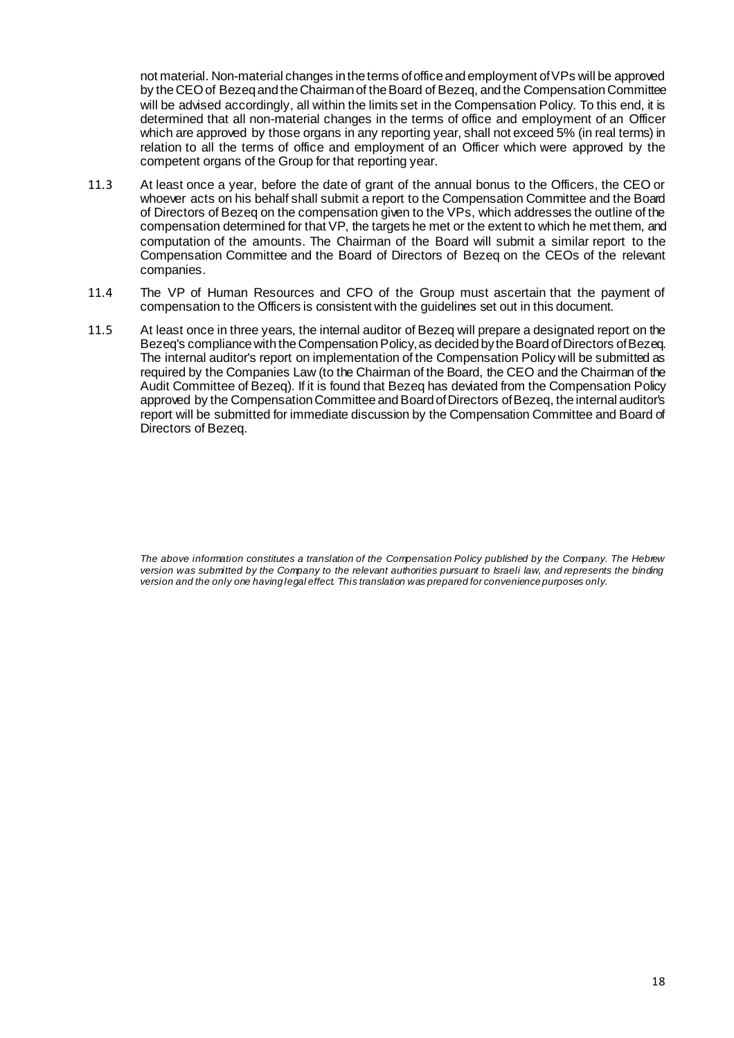not material. Non-material changes in the terms of office and employment of VPs will be approved by the CEO of Bezeq and the Chairman of the Board of Bezeq, and the Compensation Committee will be advised accordingly, all within the limits set in the Compensation Policy. To this end, it is determined that all non-material changes in the terms of office and employment of an Officer which are approved by those organs in any reporting year, shall not exceed 5% (in real terms) in relation to all the terms of office and employment of an Officer which were approved by the competent organs of the Group for that reporting year.

11.3 At least once a year, before the date of grant of the annual bonus to the Officers, the CEO or whoever acts on his behalf shall submit a report to the Compensation Committee and the Board of Directors of Bezeq on the compensation given to the VPs, which addresses the outline of the compensation determined for that VP, the targets he met or the extent to which he met them, and computation of the amounts. The Chairman of the Board will submit a similar report to the Compensation Committee and the Board of Directors of Bezeq on the CEOs of the relevant companies.

11.4 The VP of Human Resources and CFO of the Group must ascertain that the payment of compensation to the Officers is consistent with the guidelines set out in this document.

11.5 At least once in three years, the internal auditor of Bezeq will prepare a designated report on the Bezeq's compliance with the Compensation Policy, as decided by the Board of Directors of Bezeq. The internal auditor's report on implementation of the Compensation Policy will be submitted as required by the Companies Law (to the Chairman of the Board, the CEO and the Chairman of the Audit Committee of Bezeq). If it is found that Bezeq has deviated from the Compensation Policy approved by the Compensation Committee and Board of Directors of Bezeq, the internal auditor's report will be submitted for immediate discussion by the Compensation Committee and Board of Directors of Bezeq.

*The above information constitutes a translation of the Compensation Policy published by the Company. The Hebrew version was submitted by the Company to the relevant authorities pursuant to Israeli law, and represents the binding version and the only one having legal effect. This translation was prepared for convenience purposes only.*